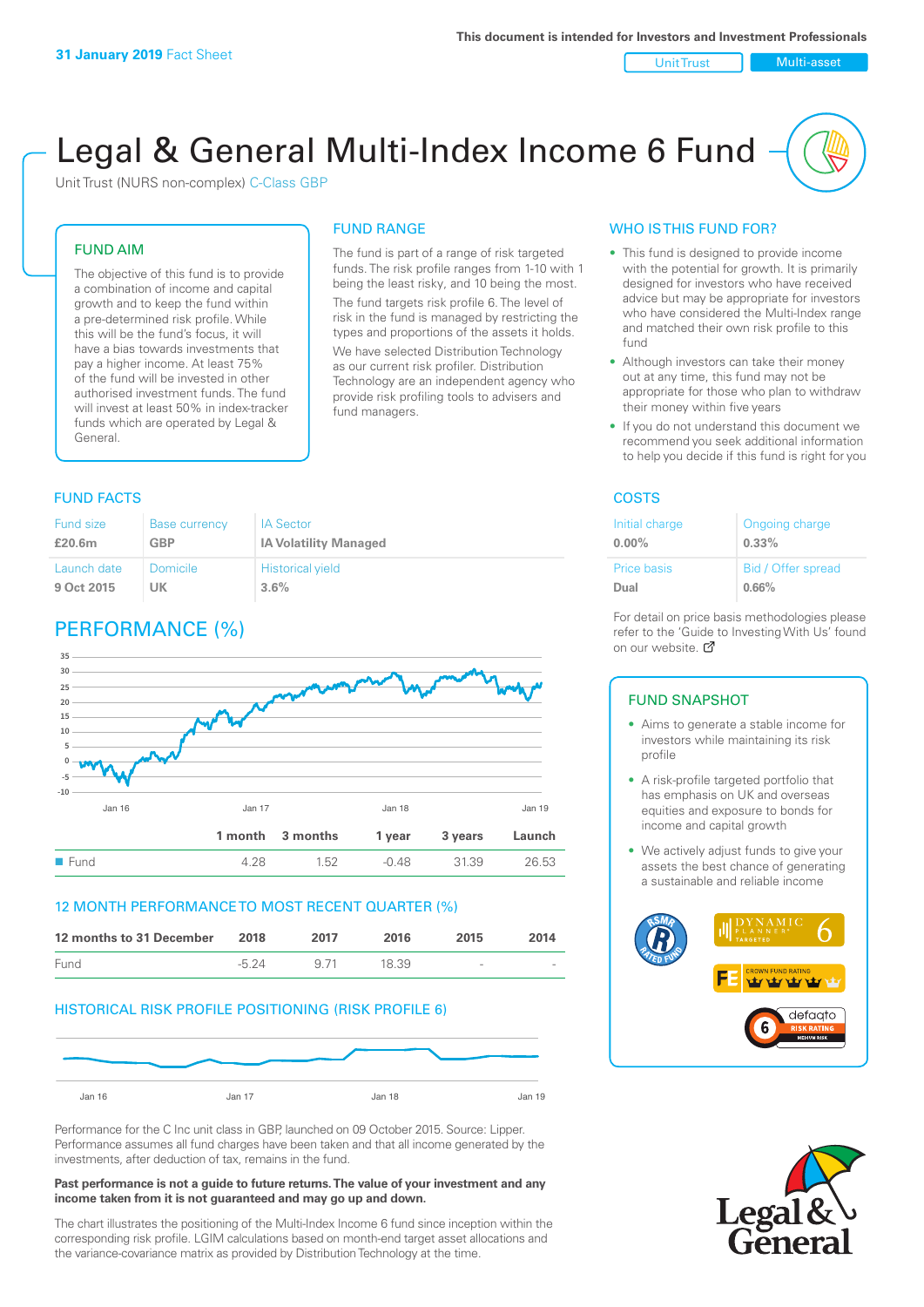**31 January 2019** Fact Sheet

This document is intended for Investors and Investment Professionals

Unit Trust | Multi-asset

# Legal & General Multi-Index Income 6 Fund

Unit Trust (NURS non-complex) C-Class GBP

## FUND AIM

The objective of this fund is to provide a combination of income and capital growth and to keep the fund within a pre-determined risk profile. While this will be the fund's focus, it will have a bias towards investments that pay a higher income. At least 75% of the fund will be invested in other authorised investment funds. The fund will invest at least 50% in index-tracker funds which are operated by Legal & General.

## FUND RANGE

The fund is part of a range of risk targeted funds. The risk profile ranges from 1-10 with 1 being the least risky, and 10 being the most.

The fund targets risk profile 6. The level of risk in the fund is managed by restricting the types and proportions of the assets it holds.

We have selected Distribution Technology as our current risk profiler. Distribution Technology are an independent agency who provide risk profiling tools to advisers and fund managers.

## WHO IS THIS FUND FOR?

- This fund is designed to provide income with the potential for growth. It is primarily designed for investors who have received advice but may be appropriate for investors who have considered the Multi-Index range and matched their own risk profile to this fund
- Although investors can take their money out at any time, this fund may not be appropriate for those who plan to withdraw their money within five years
- If you do not understand this document we recommend you seek additional information to help you decide if this fund is right for you

## FUND FACTS

| Fund size | Base currency | IA Sector |
|---|---|---|
| £20.6m | GBP | IA Volatility Managed |
| **Launch date** | **Domicile** | **Historical yield** |
| 9 Oct 2015 | UK | 3.6% |

## COSTS

| Initial charge | Ongoing charge |
|---|---|
| 0.00% | 0.33% |
| **Price basis** | **Bid / Offer spread** |
| Dual | 0.66% |

For detail on price basis methodologies please refer to the 'Guide to Investing With Us' found on our website.

## PERFORMANCE (%)

| | 1 month | 3 months | 1 year | 3 years | Launch |
|---|---|---|---|---|---|
| Fund | 4.28 | 1.52 | -0.48 | 31.39 | 26.53 |

## 12 MONTH PERFORMANCE TO MOST RECENT QUARTER (%)

| 12 months to 31 December | 2018 | 2017 | 2016 | 2015 | 2014 |
|---|---|---|---|---|---|
| Fund | -5.24 | 9.71 | 18.39 | - | - |

## HISTORICAL RISK PROFILE POSITIONING (RISK PROFILE 6)

Performance for the C Inc unit class in GBP, launched on 09 October 2015. Source: Lipper. Performance assumes all fund charges have been taken and that all income generated by the investments, after deduction of tax, remains in the fund.

**Past performance is not a guide to future returns. The value of your investment and any income taken from it is not guaranteed and may go up and down.**

The chart illustrates the positioning of the Multi-Index Income 6 fund since inception within the corresponding risk profile. LGIM calculations based on month-end target asset allocations and the variance-covariance matrix as provided by Distribution Technology at the time.

## FUND SNAPSHOT

- Aims to generate a stable income for investors while maintaining its risk profile
- A risk-profile targeted portfolio that has emphasis on UK and overseas equities and exposure to bonds for income and capital growth
- We actively adjust funds to give your assets the best chance of generating a sustainable and reliable income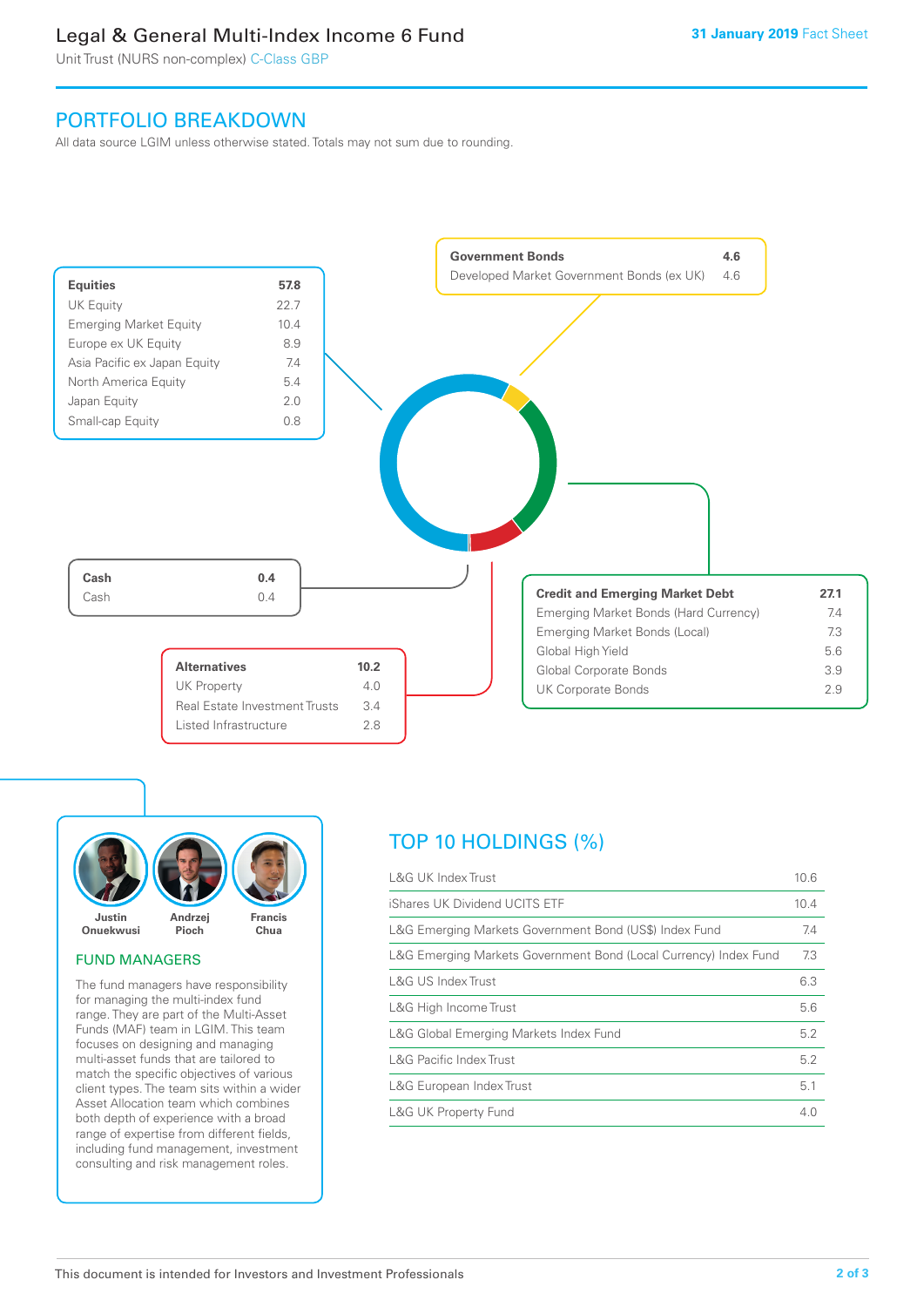# Legal & General Multi-Index Income 6 Fund

Unit Trust (NURS non-complex) C-Class GBP

**31 January 2019** Fact Sheet

## PORTFOLIO BREAKDOWN

All data source LGIM unless otherwise stated. Totals may not sum due to rounding.

| Equities | 57.8 |
| --- | --- |
| UK Equity | 22.7 |
| Emerging Market Equity | 10.4 |
| Europe ex UK Equity | 8.9 |
| Asia Pacific ex Japan Equity | 7.4 |
| North America Equity | 5.4 |
| Japan Equity | 2.0 |
| Small-cap Equity | 0.8 |

| Government Bonds | 4.6 |
| --- | --- |
| Developed Market Government Bonds (ex UK) | 4.6 |

| Cash | 0.4 |
| --- | --- |
| Cash | 0.4 |

| Alternatives | 10.2 |
| --- | --- |
| UK Property | 4.0 |
| Real Estate Investment Trusts | 3.4 |
| Listed Infrastructure | 2.8 |

| Credit and Emerging Market Debt | 27.1 |
| --- | --- |
| Emerging Market Bonds (Hard Currency) | 7.4 |
| Emerging Market Bonds (Local) | 7.3 |
| Global High Yield | 5.6 |
| Global Corporate Bonds | 3.9 |
| UK Corporate Bonds | 2.9 |

Justin Onuekwusi, Andrzej Pioch, Francis Chua

## FUND MANAGERS

The fund managers have responsibility for managing the multi-index fund range. They are part of the Multi-Asset Funds (MAF) team in LGIM. This team focuses on designing and managing multi-asset funds that are tailored to match the specific objectives of various client types. The team sits within a wider Asset Allocation team which combines both depth of experience with a broad range of expertise from different fields, including fund management, investment consulting and risk management roles.

## TOP 10 HOLDINGS (%)

| Holding | % |
| --- | --- |
| L&G UK Index Trust | 10.6 |
| iShares UK Dividend UCITS ETF | 10.4 |
| L&G Emerging Markets Government Bond (US$) Index Fund | 7.4 |
| L&G Emerging Markets Government Bond (Local Currency) Index Fund | 7.3 |
| L&G US Index Trust | 6.3 |
| L&G High Income Trust | 5.6 |
| L&G Global Emerging Markets Index Fund | 5.2 |
| L&G Pacific Index Trust | 5.2 |
| L&G European Index Trust | 5.1 |
| L&G UK Property Fund | 4.0 |

This document is intended for Investors and Investment Professionals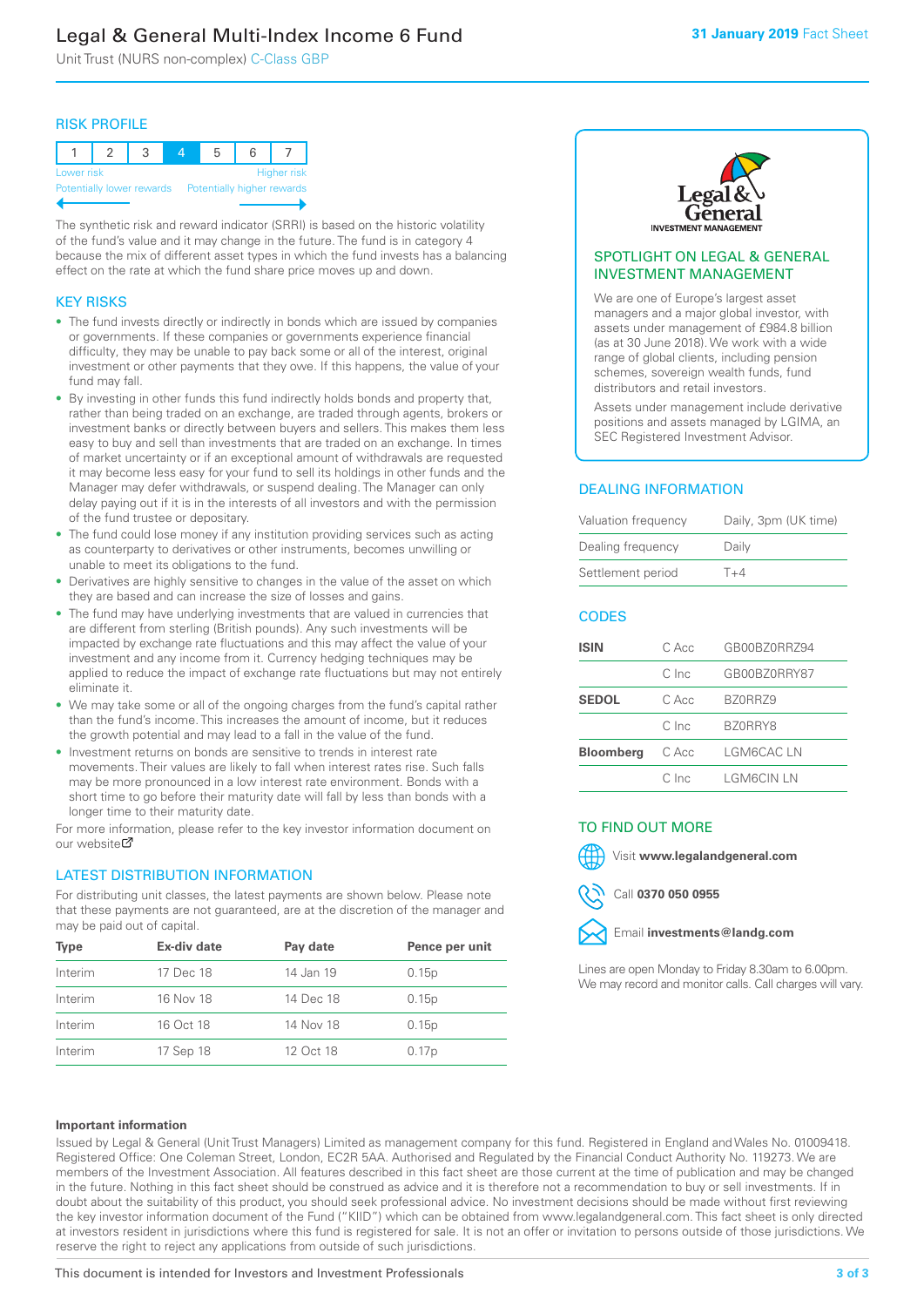# Legal & General Multi-Index Income 6 Fund

Unit Trust (NURS non-complex) C-Class GBP

31 January 2019 Fact Sheet

## RISK PROFILE

| 1 | 2 | 3 | 4 | 5 | 6 | 7 |
|---|---|---|---|---|---|---|

Lower risk — Higher risk

Potentially lower rewards — Potentially higher rewards

The synthetic risk and reward indicator (SRRI) is based on the historic volatility of the fund's value and it may change in the future. The fund is in category 4 because the mix of different asset types in which the fund invests has a balancing effect on the rate at which the fund share price moves up and down.

## KEY RISKS

- The fund invests directly or indirectly in bonds which are issued by companies or governments. If these companies or governments experience financial difficulty, they may be unable to pay back some or all of the interest, original investment or other payments that they owe. If this happens, the value of your fund may fall.
- By investing in other funds this fund indirectly holds bonds and property that, rather than being traded on an exchange, are traded through agents, brokers or investment banks or directly between buyers and sellers. This makes them less easy to buy and sell than investments that are traded on an exchange. In times of market uncertainty or if an exceptional amount of withdrawals are requested it may become less easy for your fund to sell its holdings in other funds and the Manager may defer withdrawals, or suspend dealing. The Manager can only delay paying out if it is in the interests of all investors and with the permission of the fund trustee or depositary.
- The fund could lose money if any institution providing services such as acting as counterparty to derivatives or other instruments, becomes unwilling or unable to meet its obligations to the fund.
- Derivatives are highly sensitive to changes in the value of the asset on which they are based and can increase the size of losses and gains.
- The fund may have underlying investments that are valued in currencies that are different from sterling (British pounds). Any such investments will be impacted by exchange rate fluctuations and this may affect the value of your investment and any income from it. Currency hedging techniques may be applied to reduce the impact of exchange rate fluctuations but may not entirely eliminate it.
- We may take some or all of the ongoing charges from the fund's capital rather than the fund's income. This increases the amount of income, but it reduces the growth potential and may lead to a fall in the value of the fund.
- Investment returns on bonds are sensitive to trends in interest rate movements. Their values are likely to fall when interest rates rise. Such falls may be more pronounced in a low interest rate environment. Bonds with a short time to go before their maturity date will fall by less than bonds with a longer time to their maturity date.

For more information, please refer to the key investor information document on our website

## LATEST DISTRIBUTION INFORMATION

For distributing unit classes, the latest payments are shown below. Please note that these payments are not guaranteed, are at the discretion of the manager and may be paid out of capital.

| Type | Ex-div date | Pay date | Pence per unit |
|---|---|---|---|
| Interim | 17 Dec 18 | 14 Jan 19 | 0.15p |
| Interim | 16 Nov 18 | 14 Dec 18 | 0.15p |
| Interim | 16 Oct 18 | 14 Nov 18 | 0.15p |
| Interim | 17 Sep 18 | 12 Oct 18 | 0.17p |

## SPOTLIGHT ON LEGAL & GENERAL INVESTMENT MANAGEMENT

We are one of Europe's largest asset managers and a major global investor, with assets under management of £984.8 billion (as at 30 June 2018). We work with a wide range of global clients, including pension schemes, sovereign wealth funds, fund distributors and retail investors.

Assets under management include derivative positions and assets managed by LGIMA, an SEC Registered Investment Advisor.

## DEALING INFORMATION

| | |
|---|---|
| Valuation frequency | Daily, 3pm (UK time) |
| Dealing frequency | Daily |
| Settlement period | T+4 |

## CODES

| | | |
|---|---|---|
| **ISIN** | C Acc | GB00BZ0RRZ94 |
| | C Inc | GB00BZ0RRY87 |
| **SEDOL** | C Acc | BZ0RRZ9 |
| | C Inc | BZ0RRY8 |
| **Bloomberg** | C Acc | LGM6CAC LN |
| | C Inc | LGM6CIN LN |

## TO FIND OUT MORE

Visit **www.legalandgeneral.com**

Call **0370 050 0955**

Email **investments@landg.com**

Lines are open Monday to Friday 8.30am to 6.00pm. We may record and monitor calls. Call charges will vary.

**Important information**

Issued by Legal & General (Unit Trust Managers) Limited as management company for this fund. Registered in England and Wales No. 01009418. Registered Office: One Coleman Street, London, EC2R 5AA. Authorised and Regulated by the Financial Conduct Authority No. 119273. We are members of the Investment Association. All features described in this fact sheet are those current at the time of publication and may be changed in the future. Nothing in this fact sheet should be construed as advice and it is therefore not a recommendation to buy or sell investments. If in doubt about the suitability of this product, you should seek professional advice. No investment decisions should be made without first reviewing the key investor information document of the Fund ("KIID") which can be obtained from www.legalandgeneral.com. This fact sheet is only directed at investors resident in jurisdictions where this fund is registered for sale. It is not an offer or invitation to persons outside of those jurisdictions. We reserve the right to reject any applications from outside of such jurisdictions.

This document is intended for Investors and Investment Professionals